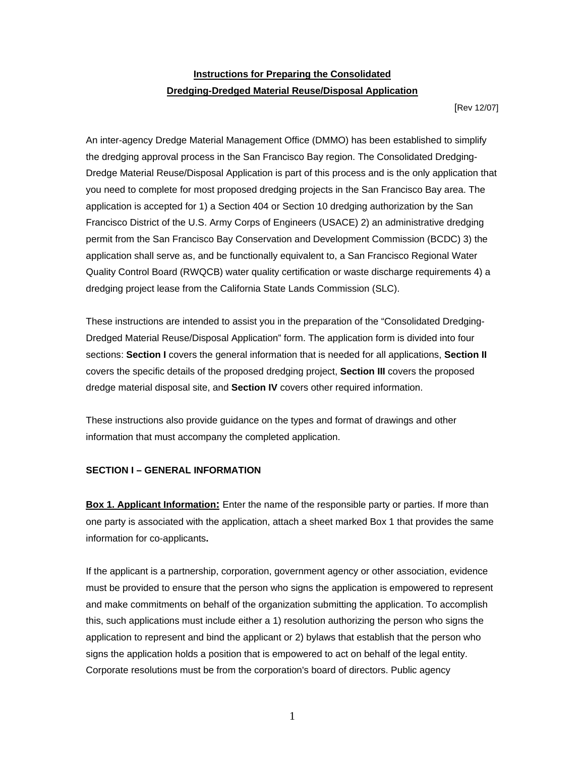# Instructions for Preparing the Consolidated Dredging-Dredged Material Reuse/Disposal Application

[Rev 12/07]

An inter-agency Dredge Material Management Office (DMMO) has been established to simplify the dredging approval process in the San Francisco Bay region. The Consolidated Dredging-Dredge Material Reuse/Disposal Application is part of this process and is the only application that you need to complete for most proposed dredging projects in the San Francisco Bay area. The application is accepted for 1) a Section 404 or Section 10 dredging authorization by the San Francisco District of the U.S. Army Corps of Engineers (USACE) 2) an administrative dredging permit from the San Francisco Bay Conservation and Development Commission (BCDC) 3) the application shall serve as, and be functionally equivalent to, a San Francisco Regional Water Quality Control Board (RWQCB) water quality certification or waste discharge requirements 4) a dredging project lease from the California State Lands Commission (SLC).

These instructions are intended to assist you in the preparation of the "Consolidated Dredging-Dredged Material Reuse/Disposal Application" form. The application form is divided into four sections: **Section I** covers the general information that is needed for all applications, **Section II** covers the specific details of the proposed dredging project, **Section III** covers the proposed dredge material disposal site, and **Section IV** covers other required information.

These instructions also provide guidance on the types and format of drawings and other information that must accompany the completed application.

## SECTION I – GENERAL INFORMATION

**Box 1. Applicant Information:** Enter the name of the responsible party or parties. If more than one party is associated with the application, attach a sheet marked Box 1 that provides the same information for co-applicants**.**

If the applicant is a partnership, corporation, government agency or other association, evidence must be provided to ensure that the person who signs the application is empowered to represent and make commitments on behalf of the organization submitting the application. To accomplish this, such applications must include either a 1) resolution authorizing the person who signs the application to represent and bind the applicant or 2) bylaws that establish that the person who signs the application holds a position that is empowered to act on behalf of the legal entity. Corporate resolutions must be from the corporation's board of directors. Public agency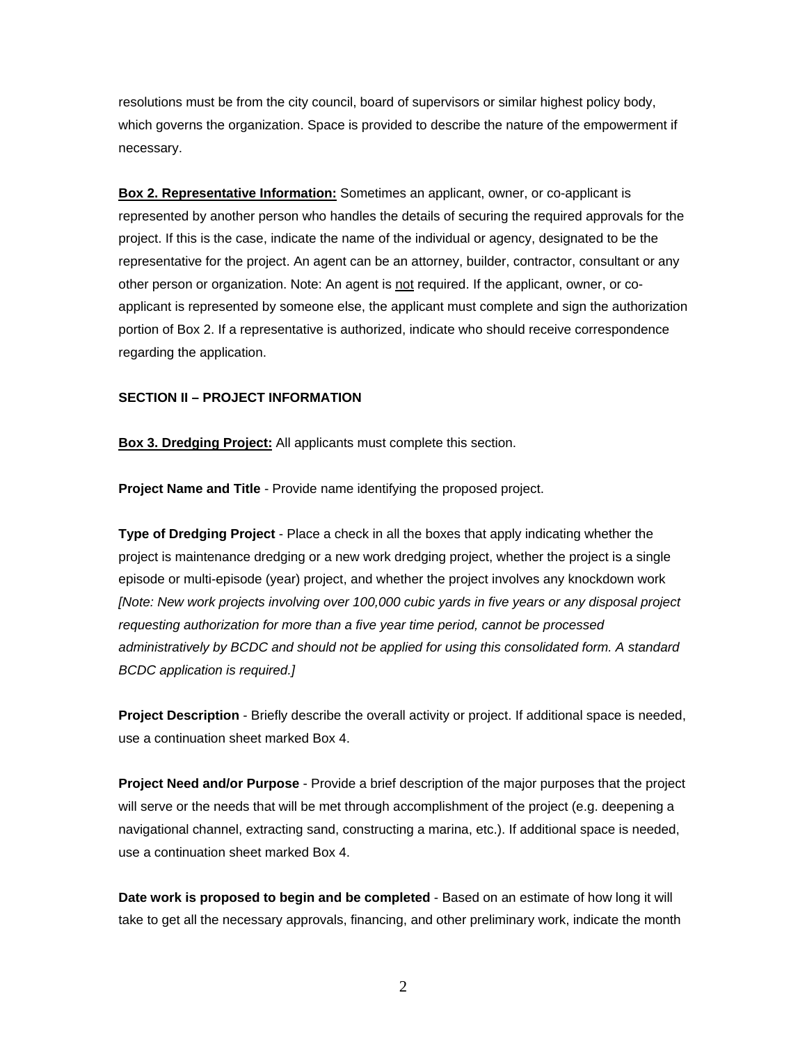resolutions must be from the city council, board of supervisors or similar highest policy body, which governs the organization. Space is provided to describe the nature of the empowerment if necessary.

**Box 2. Representative Information:** Sometimes an applicant, owner, or co-applicant is represented by another person who handles the details of securing the required approvals for the project. If this is the case, indicate the name of the individual or agency, designated to be the representative for the project. An agent can be an attorney, builder, contractor, consultant or any other person or organization. Note: An agent is not required. If the applicant, owner, or co-applicant is represented by someone else, the applicant must complete and sign the authorization portion of Box 2. If a representative is authorized, indicate who should receive correspondence regarding the application.

**SECTION II – PROJECT INFORMATION**

**Box 3. Dredging Project:** All applicants must complete this section.

**Project Name and Title** - Provide name identifying the proposed project.

**Type of Dredging Project** - Place a check in all the boxes that apply indicating whether the project is maintenance dredging or a new work dredging project, whether the project is a single episode or multi-episode (year) project, and whether the project involves any knockdown work *[Note: New work projects involving over 100,000 cubic yards in five years or any disposal project requesting authorization for more than a five year time period, cannot be processed administratively by BCDC and should not be applied for using this consolidated form. A standard BCDC application is required.]*

**Project Description** - Briefly describe the overall activity or project. If additional space is needed, use a continuation sheet marked Box 4.

**Project Need and/or Purpose** - Provide a brief description of the major purposes that the project will serve or the needs that will be met through accomplishment of the project (e.g. deepening a navigational channel, extracting sand, constructing a marina, etc.). If additional space is needed, use a continuation sheet marked Box 4.

**Date work is proposed to begin and be completed** - Based on an estimate of how long it will take to get all the necessary approvals, financing, and other preliminary work, indicate the month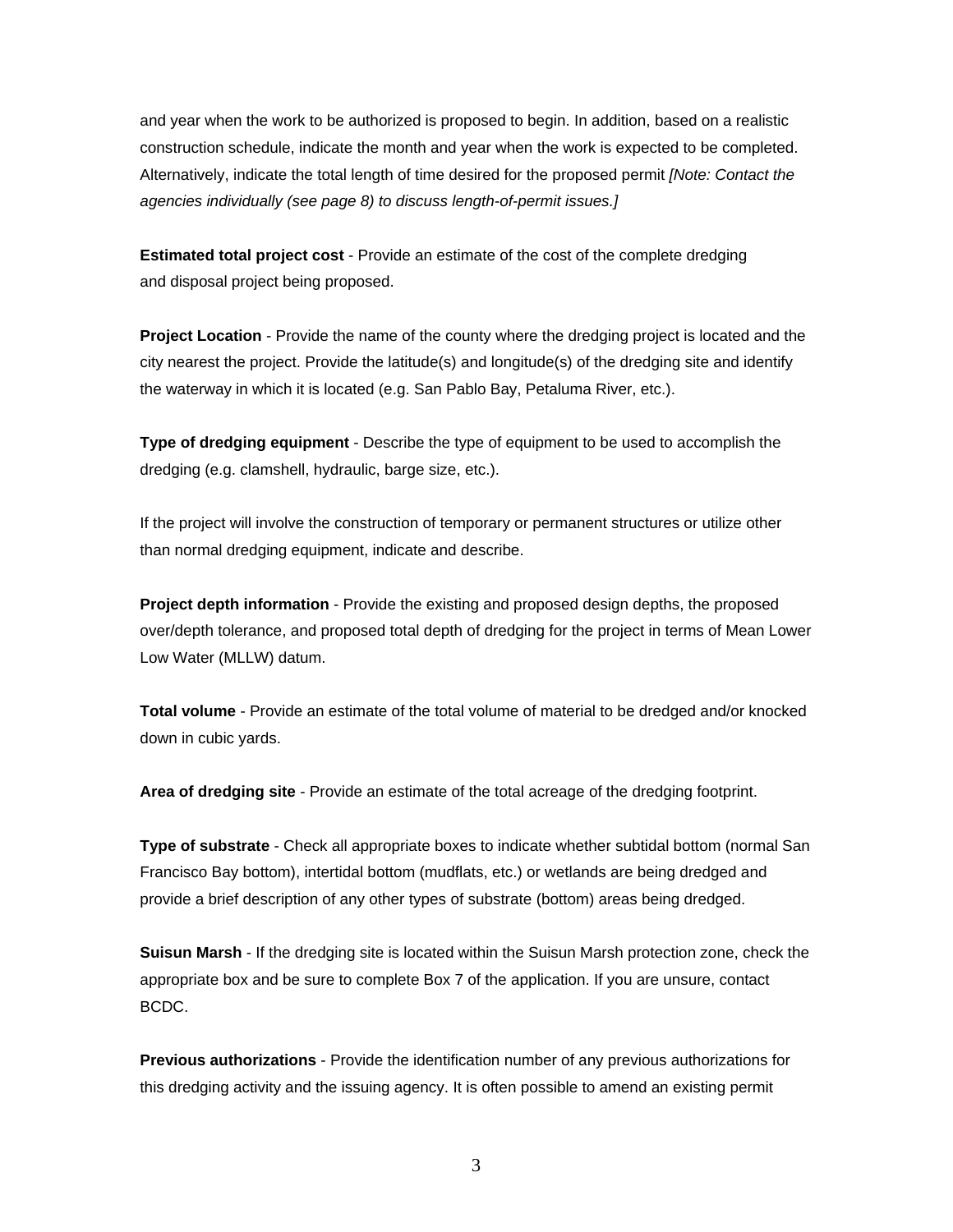and year when the work to be authorized is proposed to begin. In addition, based on a realistic construction schedule, indicate the month and year when the work is expected to be completed. Alternatively, indicate the total length of time desired for the proposed permit *[Note: Contact the agencies individually (see page 8) to discuss length-of-permit issues.]*

**Estimated total project cost** - Provide an estimate of the cost of the complete dredging and disposal project being proposed.

**Project Location** - Provide the name of the county where the dredging project is located and the city nearest the project. Provide the latitude(s) and longitude(s) of the dredging site and identify the waterway in which it is located (e.g. San Pablo Bay, Petaluma River, etc.).

**Type of dredging equipment** - Describe the type of equipment to be used to accomplish the dredging (e.g. clamshell, hydraulic, barge size, etc.).

If the project will involve the construction of temporary or permanent structures or utilize other than normal dredging equipment, indicate and describe.

**Project depth information** - Provide the existing and proposed design depths, the proposed over/depth tolerance, and proposed total depth of dredging for the project in terms of Mean Lower Low Water (MLLW) datum.

**Total volume** - Provide an estimate of the total volume of material to be dredged and/or knocked down in cubic yards.

**Area of dredging site** - Provide an estimate of the total acreage of the dredging footprint.

**Type of substrate** - Check all appropriate boxes to indicate whether subtidal bottom (normal San Francisco Bay bottom), intertidal bottom (mudflats, etc.) or wetlands are being dredged and provide a brief description of any other types of substrate (bottom) areas being dredged.

**Suisun Marsh** - If the dredging site is located within the Suisun Marsh protection zone, check the appropriate box and be sure to complete Box 7 of the application. If you are unsure, contact BCDC.

**Previous authorizations** - Provide the identification number of any previous authorizations for this dredging activity and the issuing agency. It is often possible to amend an existing permit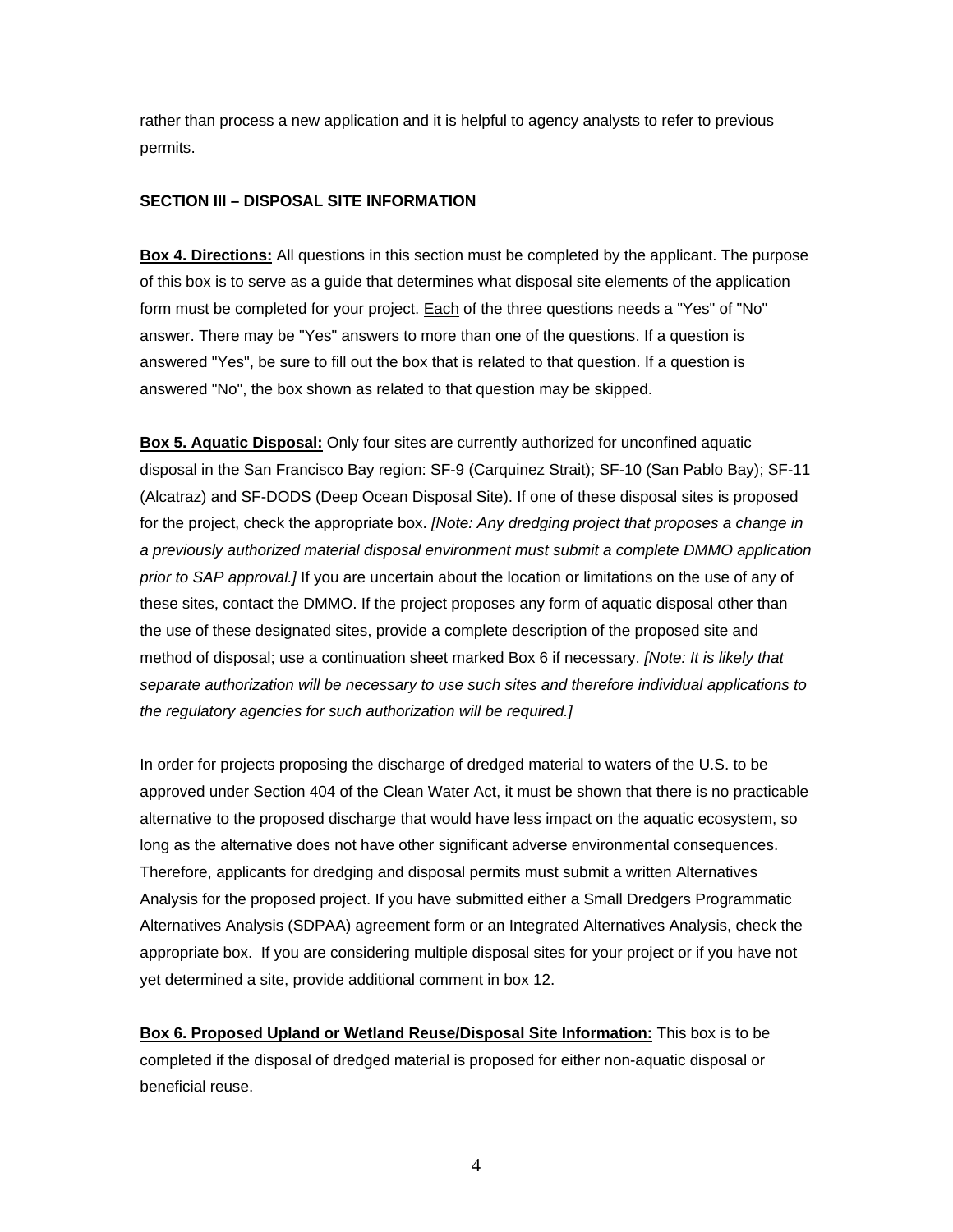rather than process a new application and it is helpful to agency analysts to refer to previous permits.

**SECTION III – DISPOSAL SITE INFORMATION**

**Box 4. Directions:** All questions in this section must be completed by the applicant. The purpose of this box is to serve as a guide that determines what disposal site elements of the application form must be completed for your project. Each of the three questions needs a "Yes" of "No" answer. There may be "Yes" answers to more than one of the questions. If a question is answered "Yes", be sure to fill out the box that is related to that question. If a question is answered "No", the box shown as related to that question may be skipped.

**Box 5. Aquatic Disposal:** Only four sites are currently authorized for unconfined aquatic disposal in the San Francisco Bay region: SF-9 (Carquinez Strait); SF-10 (San Pablo Bay); SF-11 (Alcatraz) and SF-DODS (Deep Ocean Disposal Site). If one of these disposal sites is proposed for the project, check the appropriate box. *[Note: Any dredging project that proposes a change in a previously authorized material disposal environment must submit a complete DMMO application prior to SAP approval.]* If you are uncertain about the location or limitations on the use of any of these sites, contact the DMMO. If the project proposes any form of aquatic disposal other than the use of these designated sites, provide a complete description of the proposed site and method of disposal; use a continuation sheet marked Box 6 if necessary. *[Note: It is likely that separate authorization will be necessary to use such sites and therefore individual applications to the regulatory agencies for such authorization will be required.]*

In order for projects proposing the discharge of dredged material to waters of the U.S. to be approved under Section 404 of the Clean Water Act, it must be shown that there is no practicable alternative to the proposed discharge that would have less impact on the aquatic ecosystem, so long as the alternative does not have other significant adverse environmental consequences. Therefore, applicants for dredging and disposal permits must submit a written Alternatives Analysis for the proposed project. If you have submitted either a Small Dredgers Programmatic Alternatives Analysis (SDPAA) agreement form or an Integrated Alternatives Analysis, check the appropriate box. If you are considering multiple disposal sites for your project or if you have not yet determined a site, provide additional comment in box 12.

**Box 6. Proposed Upland or Wetland Reuse/Disposal Site Information:** This box is to be completed if the disposal of dredged material is proposed for either non-aquatic disposal or beneficial reuse.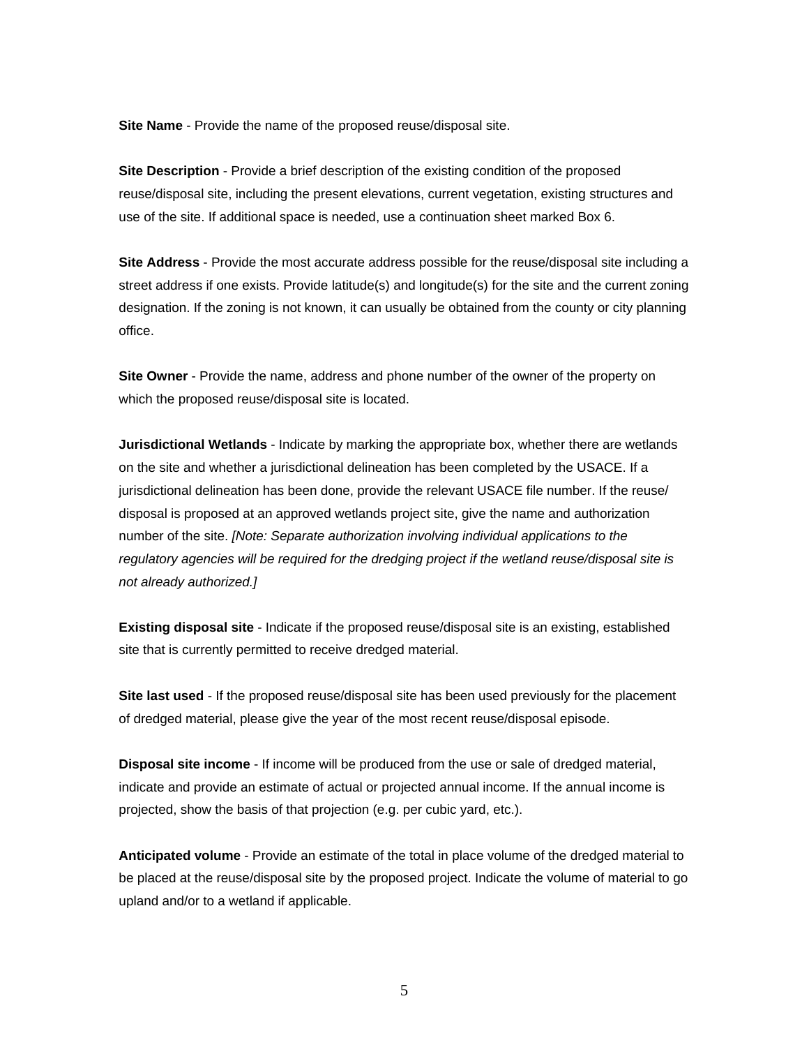**Site Name** - Provide the name of the proposed reuse/disposal site.

**Site Description** - Provide a brief description of the existing condition of the proposed reuse/disposal site, including the present elevations, current vegetation, existing structures and use of the site. If additional space is needed, use a continuation sheet marked Box 6.

**Site Address** - Provide the most accurate address possible for the reuse/disposal site including a street address if one exists. Provide latitude(s) and longitude(s) for the site and the current zoning designation. If the zoning is not known, it can usually be obtained from the county or city planning office.

**Site Owner** - Provide the name, address and phone number of the owner of the property on which the proposed reuse/disposal site is located.

**Jurisdictional Wetlands** - Indicate by marking the appropriate box, whether there are wetlands on the site and whether a jurisdictional delineation has been completed by the USACE. If a jurisdictional delineation has been done, provide the relevant USACE file number. If the reuse/disposal is proposed at an approved wetlands project site, give the name and authorization number of the site. *[Note: Separate authorization involving individual applications to the regulatory agencies will be required for the dredging project if the wetland reuse/disposal site is not already authorized.]*

**Existing disposal site** - Indicate if the proposed reuse/disposal site is an existing, established site that is currently permitted to receive dredged material.

**Site last used** - If the proposed reuse/disposal site has been used previously for the placement of dredged material, please give the year of the most recent reuse/disposal episode.

**Disposal site income** - If income will be produced from the use or sale of dredged material, indicate and provide an estimate of actual or projected annual income. If the annual income is projected, show the basis of that projection (e.g. per cubic yard, etc.).

**Anticipated volume** - Provide an estimate of the total in place volume of the dredged material to be placed at the reuse/disposal site by the proposed project. Indicate the volume of material to go upland and/or to a wetland if applicable.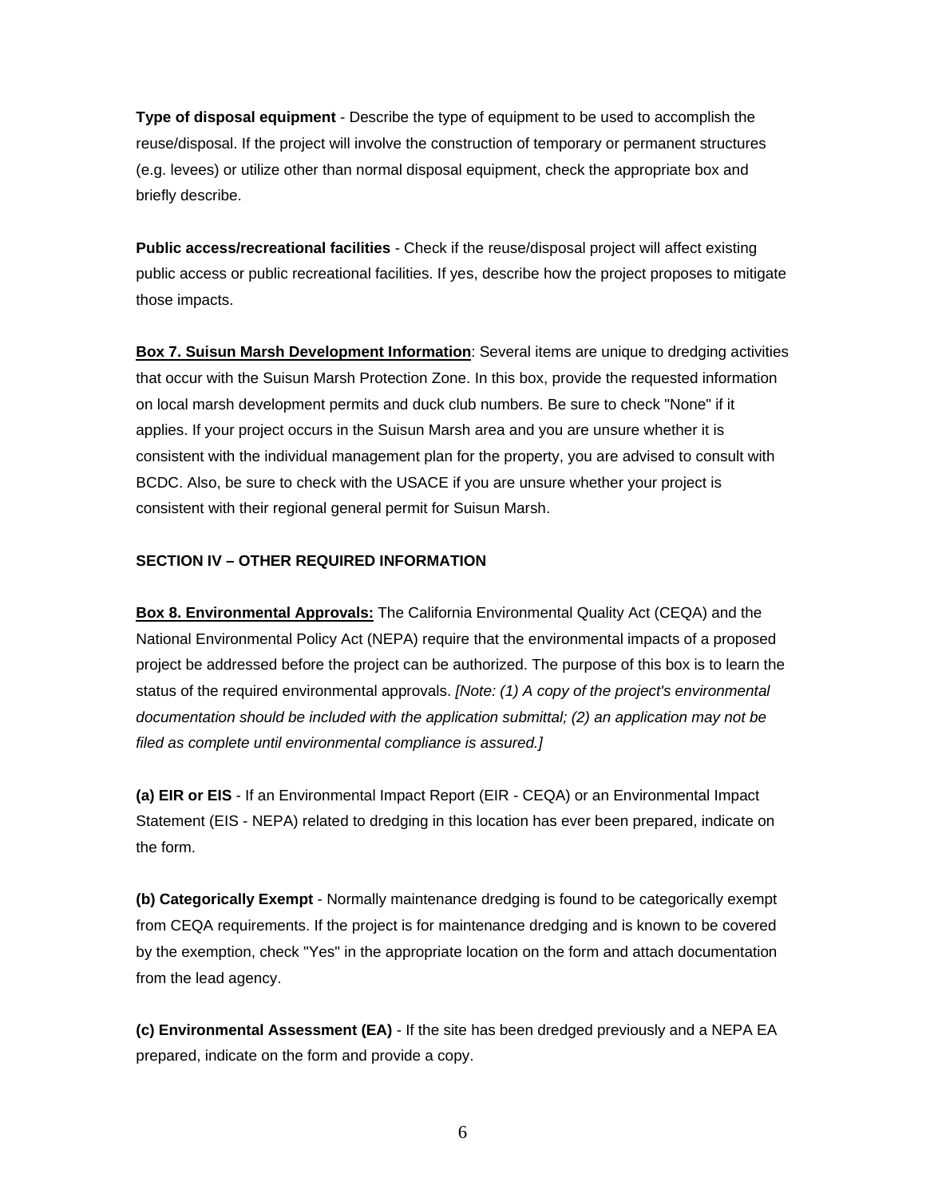**Type of disposal equipment** - Describe the type of equipment to be used to accomplish the reuse/disposal. If the project will involve the construction of temporary or permanent structures (e.g. levees) or utilize other than normal disposal equipment, check the appropriate box and briefly describe.

**Public access/recreational facilities** - Check if the reuse/disposal project will affect existing public access or public recreational facilities. If yes, describe how the project proposes to mitigate those impacts.

**Box 7. Suisun Marsh Development Information**: Several items are unique to dredging activities that occur with the Suisun Marsh Protection Zone. In this box, provide the requested information on local marsh development permits and duck club numbers. Be sure to check "None" if it applies. If your project occurs in the Suisun Marsh area and you are unsure whether it is consistent with the individual management plan for the property, you are advised to consult with BCDC. Also, be sure to check with the USACE if you are unsure whether your project is consistent with their regional general permit for Suisun Marsh.

## SECTION IV – OTHER REQUIRED INFORMATION

**Box 8. Environmental Approvals:** The California Environmental Quality Act (CEQA) and the National Environmental Policy Act (NEPA) require that the environmental impacts of a proposed project be addressed before the project can be authorized. The purpose of this box is to learn the status of the required environmental approvals. *[Note: (1) A copy of the project's environmental documentation should be included with the application submittal; (2) an application may not be filed as complete until environmental compliance is assured.]*

**(a) EIR or EIS** - If an Environmental Impact Report (EIR - CEQA) or an Environmental Impact Statement (EIS - NEPA) related to dredging in this location has ever been prepared, indicate on the form.

**(b) Categorically Exempt** - Normally maintenance dredging is found to be categorically exempt from CEQA requirements. If the project is for maintenance dredging and is known to be covered by the exemption, check "Yes" in the appropriate location on the form and attach documentation from the lead agency.

**(c) Environmental Assessment (EA)** - If the site has been dredged previously and a NEPA EA prepared, indicate on the form and provide a copy.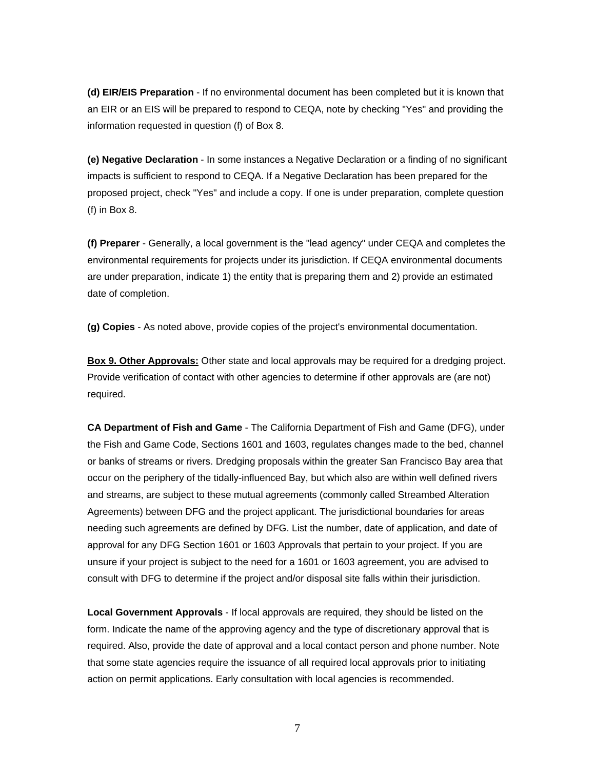**(d) EIR/EIS Preparation** - If no environmental document has been completed but it is known that an EIR or an EIS will be prepared to respond to CEQA, note by checking "Yes" and providing the information requested in question (f) of Box 8.

**(e) Negative Declaration** - In some instances a Negative Declaration or a finding of no significant impacts is sufficient to respond to CEQA. If a Negative Declaration has been prepared for the proposed project, check "Yes" and include a copy. If one is under preparation, complete question (f) in Box 8.

**(f) Preparer** - Generally, a local government is the "lead agency" under CEQA and completes the environmental requirements for projects under its jurisdiction. If CEQA environmental documents are under preparation, indicate 1) the entity that is preparing them and 2) provide an estimated date of completion.

**(g) Copies** - As noted above, provide copies of the project's environmental documentation.

**Box 9. Other Approvals:** Other state and local approvals may be required for a dredging project. Provide verification of contact with other agencies to determine if other approvals are (are not) required.

**CA Department of Fish and Game** - The California Department of Fish and Game (DFG), under the Fish and Game Code, Sections 1601 and 1603, regulates changes made to the bed, channel or banks of streams or rivers. Dredging proposals within the greater San Francisco Bay area that occur on the periphery of the tidally-influenced Bay, but which also are within well defined rivers and streams, are subject to these mutual agreements (commonly called Streambed Alteration Agreements) between DFG and the project applicant. The jurisdictional boundaries for areas needing such agreements are defined by DFG. List the number, date of application, and date of approval for any DFG Section 1601 or 1603 Approvals that pertain to your project. If you are unsure if your project is subject to the need for a 1601 or 1603 agreement, you are advised to consult with DFG to determine if the project and/or disposal site falls within their jurisdiction.

**Local Government Approvals** - If local approvals are required, they should be listed on the form. Indicate the name of the approving agency and the type of discretionary approval that is required. Also, provide the date of approval and a local contact person and phone number. Note that some state agencies require the issuance of all required local approvals prior to initiating action on permit applications. Early consultation with local agencies is recommended.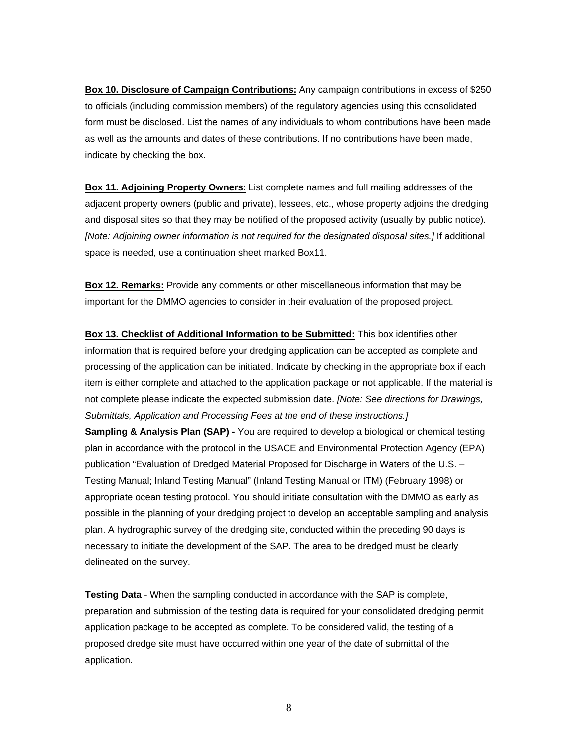**Box 10. Disclosure of Campaign Contributions:** Any campaign contributions in excess of $250 to officials (including commission members) of the regulatory agencies using this consolidated form must be disclosed. List the names of any individuals to whom contributions have been made as well as the amounts and dates of these contributions. If no contributions have been made, indicate by checking the box.

**Box 11. Adjoining Property Owners**: List complete names and full mailing addresses of the adjacent property owners (public and private), lessees, etc., whose property adjoins the dredging and disposal sites so that they may be notified of the proposed activity (usually by public notice). *[Note: Adjoining owner information is not required for the designated disposal sites.]* If additional space is needed, use a continuation sheet marked Box11.

**Box 12. Remarks:** Provide any comments or other miscellaneous information that may be important for the DMMO agencies to consider in their evaluation of the proposed project.

**Box 13. Checklist of Additional Information to be Submitted:** This box identifies other information that is required before your dredging application can be accepted as complete and processing of the application can be initiated. Indicate by checking in the appropriate box if each item is either complete and attached to the application package or not applicable. If the material is not complete please indicate the expected submission date. *[Note: See directions for Drawings, Submittals, Application and Processing Fees at the end of these instructions.]*

**Sampling & Analysis Plan (SAP) -** You are required to develop a biological or chemical testing plan in accordance with the protocol in the USACE and Environmental Protection Agency (EPA) publication "Evaluation of Dredged Material Proposed for Discharge in Waters of the U.S. – Testing Manual; Inland Testing Manual" (Inland Testing Manual or ITM) (February 1998) or appropriate ocean testing protocol. You should initiate consultation with the DMMO as early as possible in the planning of your dredging project to develop an acceptable sampling and analysis plan. A hydrographic survey of the dredging site, conducted within the preceding 90 days is necessary to initiate the development of the SAP. The area to be dredged must be clearly delineated on the survey.

**Testing Data** - When the sampling conducted in accordance with the SAP is complete, preparation and submission of the testing data is required for your consolidated dredging permit application package to be accepted as complete. To be considered valid, the testing of a proposed dredge site must have occurred within one year of the date of submittal of the application.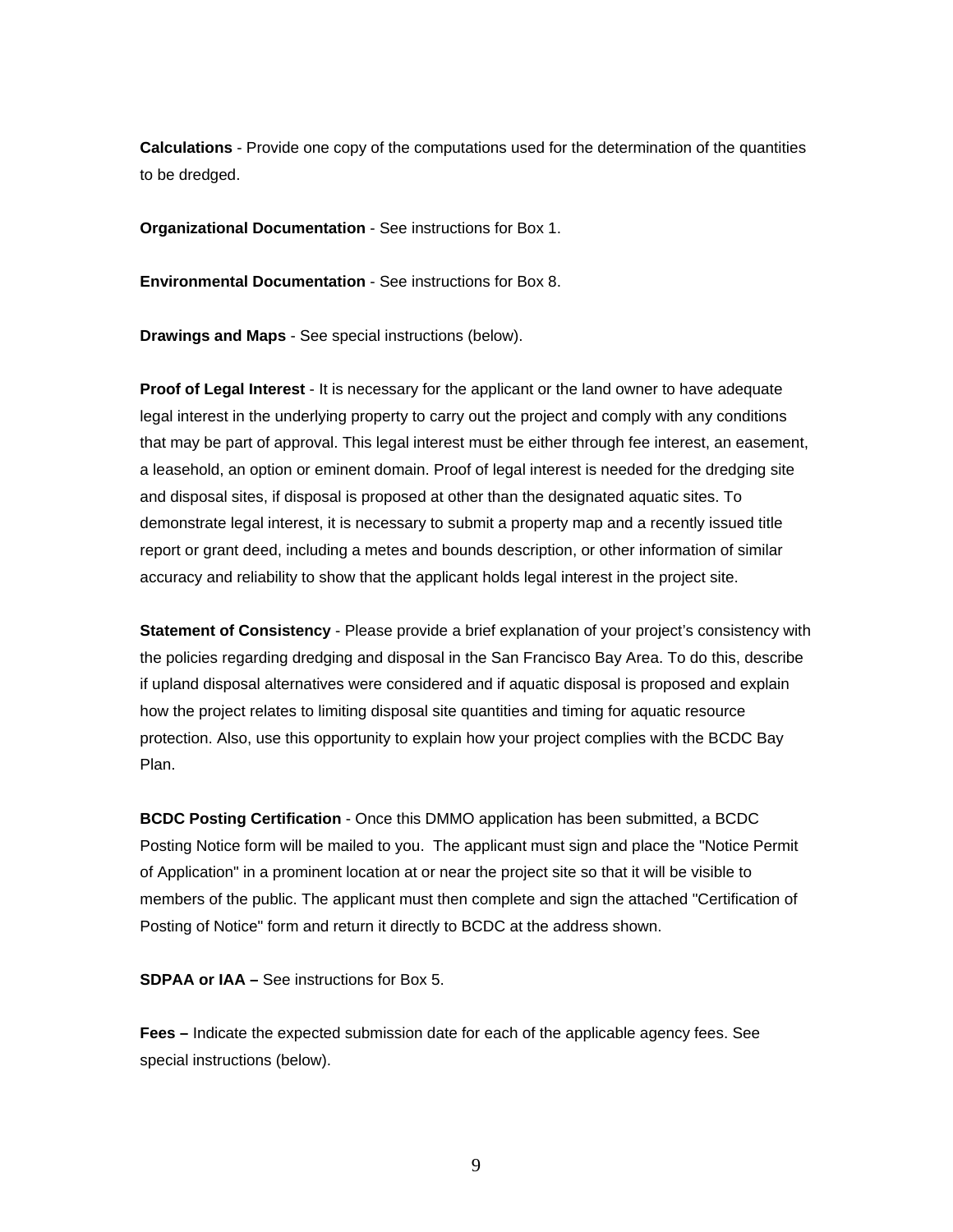**Calculations** - Provide one copy of the computations used for the determination of the quantities to be dredged.

**Organizational Documentation** - See instructions for Box 1.

**Environmental Documentation** - See instructions for Box 8.

**Drawings and Maps** - See special instructions (below).

**Proof of Legal Interest** - It is necessary for the applicant or the land owner to have adequate legal interest in the underlying property to carry out the project and comply with any conditions that may be part of approval. This legal interest must be either through fee interest, an easement, a leasehold, an option or eminent domain. Proof of legal interest is needed for the dredging site and disposal sites, if disposal is proposed at other than the designated aquatic sites. To demonstrate legal interest, it is necessary to submit a property map and a recently issued title report or grant deed, including a metes and bounds description, or other information of similar accuracy and reliability to show that the applicant holds legal interest in the project site.

**Statement of Consistency** - Please provide a brief explanation of your project's consistency with the policies regarding dredging and disposal in the San Francisco Bay Area. To do this, describe if upland disposal alternatives were considered and if aquatic disposal is proposed and explain how the project relates to limiting disposal site quantities and timing for aquatic resource protection. Also, use this opportunity to explain how your project complies with the BCDC Bay Plan.

**BCDC Posting Certification** - Once this DMMO application has been submitted, a BCDC Posting Notice form will be mailed to you. The applicant must sign and place the "Notice Permit of Application" in a prominent location at or near the project site so that it will be visible to members of the public. The applicant must then complete and sign the attached "Certification of Posting of Notice" form and return it directly to BCDC at the address shown.

**SDPAA or IAA –** See instructions for Box 5.

**Fees –** Indicate the expected submission date for each of the applicable agency fees. See special instructions (below).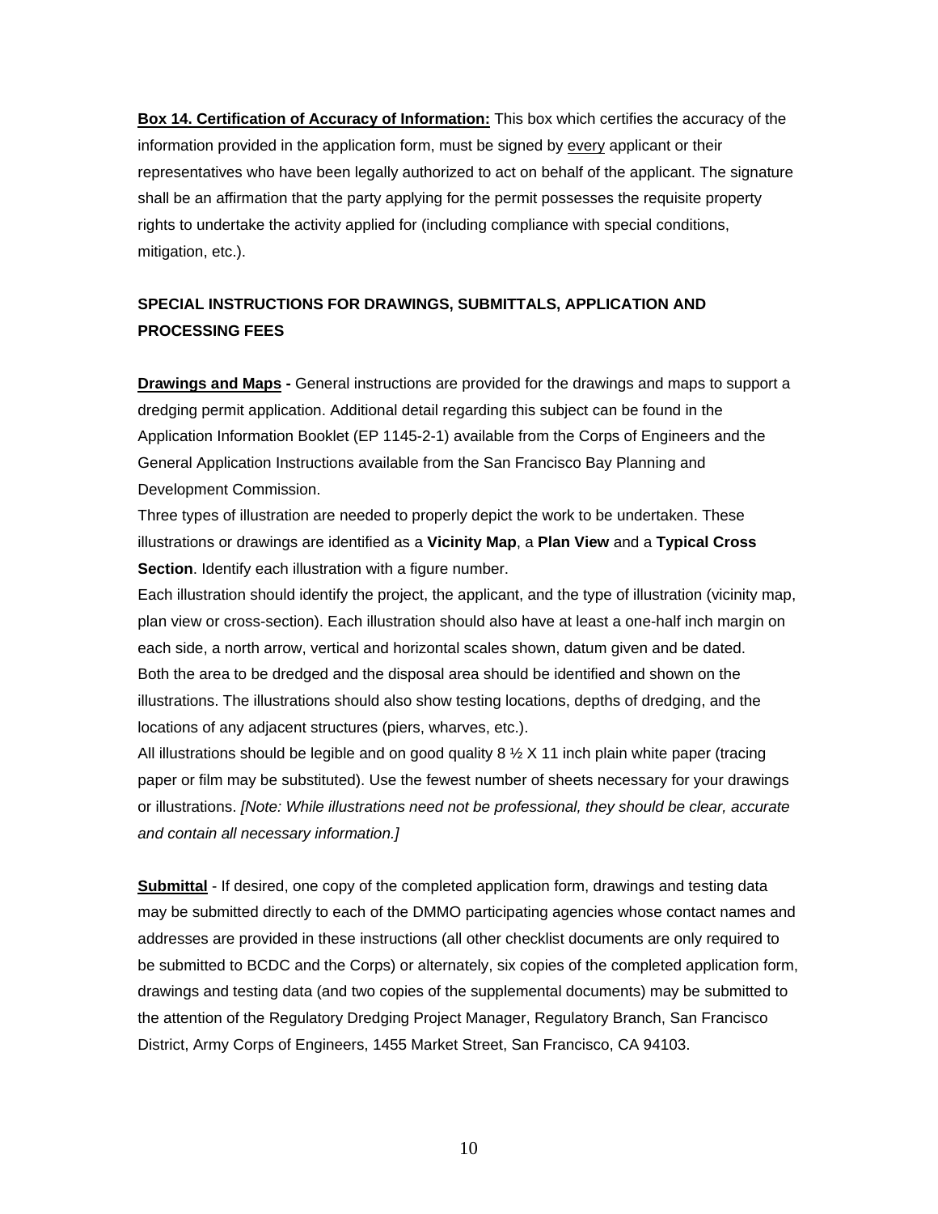**<u>Box 14. Certification of Accuracy of Information:</u>** This box which certifies the accuracy of the information provided in the application form, must be signed by <u>every</u> applicant or their representatives who have been legally authorized to act on behalf of the applicant. The signature shall be an affirmation that the party applying for the permit possesses the requisite property rights to undertake the activity applied for (including compliance with special conditions, mitigation, etc.).

## SPECIAL INSTRUCTIONS FOR DRAWINGS, SUBMITTALS, APPLICATION AND PROCESSING FEES

**<u>Drawings and Maps</u> -** General instructions are provided for the drawings and maps to support a dredging permit application. Additional detail regarding this subject can be found in the Application Information Booklet (EP 1145-2-1) available from the Corps of Engineers and the General Application Instructions available from the San Francisco Bay Planning and Development Commission.

Three types of illustration are needed to properly depict the work to be undertaken. These illustrations or drawings are identified as a **Vicinity Map**, a **Plan View** and a **Typical Cross Section**. Identify each illustration with a figure number.

Each illustration should identify the project, the applicant, and the type of illustration (vicinity map, plan view or cross-section). Each illustration should also have at least a one-half inch margin on each side, a north arrow, vertical and horizontal scales shown, datum given and be dated.

Both the area to be dredged and the disposal area should be identified and shown on the illustrations. The illustrations should also show testing locations, depths of dredging, and the locations of any adjacent structures (piers, wharves, etc.).

All illustrations should be legible and on good quality 8 ½ X 11 inch plain white paper (tracing paper or film may be substituted). Use the fewest number of sheets necessary for your drawings or illustrations. *[Note: While illustrations need not be professional, they should be clear, accurate and contain all necessary information.]*

**<u>Submittal</u>** - If desired, one copy of the completed application form, drawings and testing data may be submitted directly to each of the DMMO participating agencies whose contact names and addresses are provided in these instructions (all other checklist documents are only required to be submitted to BCDC and the Corps) or alternately, six copies of the completed application form, drawings and testing data (and two copies of the supplemental documents) may be submitted to the attention of the Regulatory Dredging Project Manager, Regulatory Branch, San Francisco District, Army Corps of Engineers, 1455 Market Street, San Francisco, CA 94103.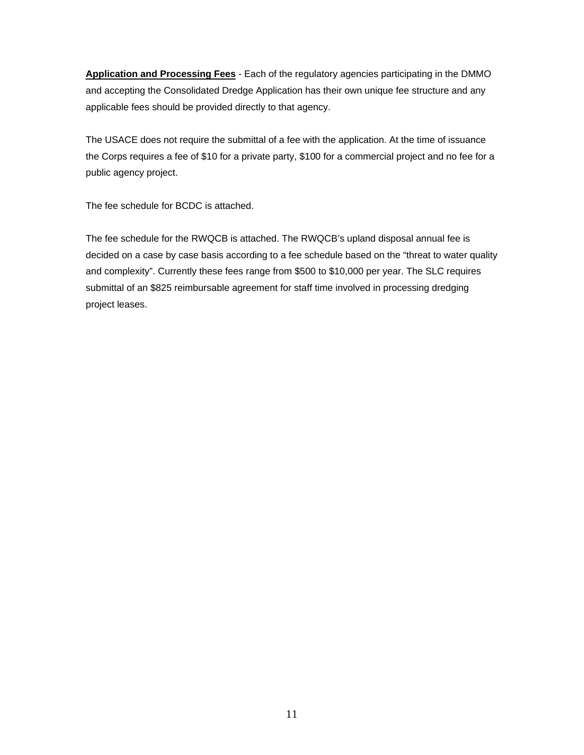**<u>Application and Processing Fees</u>** - Each of the regulatory agencies participating in the DMMO and accepting the Consolidated Dredge Application has their own unique fee structure and any applicable fees should be provided directly to that agency.

The USACE does not require the submittal of a fee with the application. At the time of issuance the Corps requires a fee of $10 for a private party, $100 for a commercial project and no fee for a public agency project.

The fee schedule for BCDC is attached.

The fee schedule for the RWQCB is attached. The RWQCB's upland disposal annual fee is decided on a case by case basis according to a fee schedule based on the "threat to water quality and complexity". Currently these fees range from $500 to $10,000 per year. The SLC requires submittal of an $825 reimbursable agreement for staff time involved in processing dredging project leases.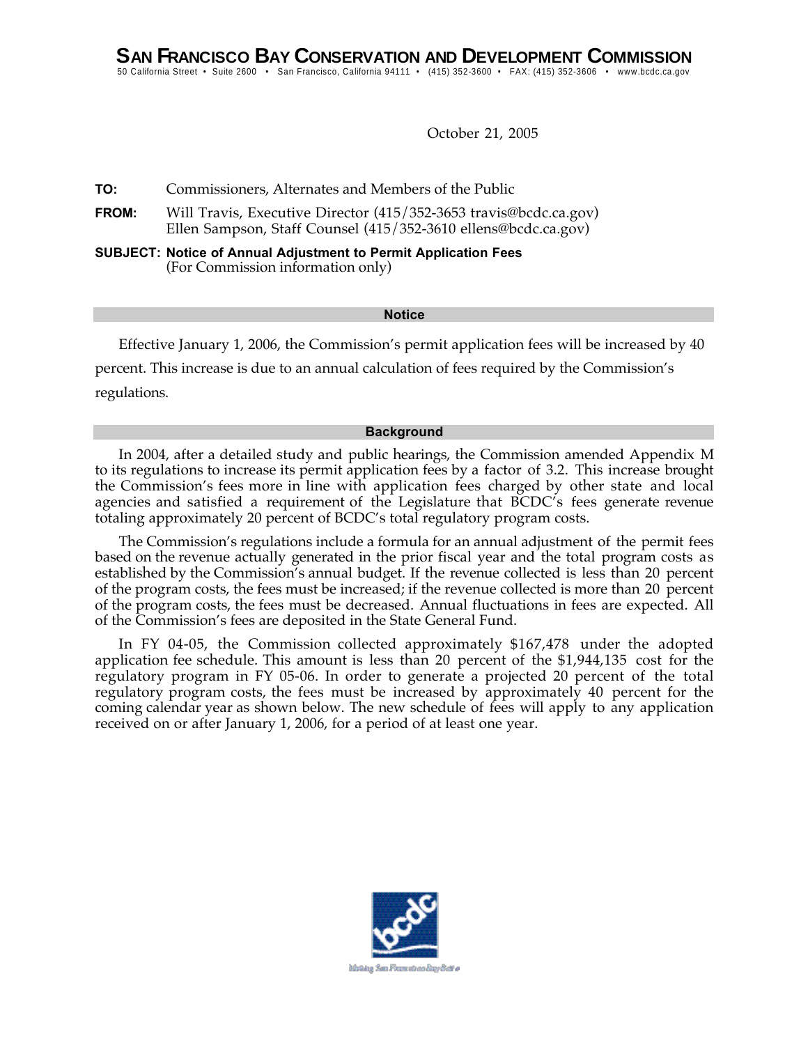# SAN FRANCISCO BAY CONSERVATION AND DEVELOPMENT COMMISSION

50 California Street • Suite 2600 • San Francisco, California 94111 • (415) 352-3600 • FAX: (415) 352-3606 • www.bcdc.ca.gov

October 21, 2005

**TO:** Commissioners, Alternates and Members of the Public

**FROM:** Will Travis, Executive Director (415/352-3653 travis@bcdc.ca.gov)
Ellen Sampson, Staff Counsel (415/352-3610 ellens@bcdc.ca.gov)

**SUBJECT: Notice of Annual Adjustment to Permit Application Fees**
(For Commission information only)

## Notice

Effective January 1, 2006, the Commission's permit application fees will be increased by 40 percent. This increase is due to an annual calculation of fees required by the Commission's regulations.

## Background

In 2004, after a detailed study and public hearings, the Commission amended Appendix M to its regulations to increase its permit application fees by a factor of 3.2. This increase brought the Commission's fees more in line with application fees charged by other state and local agencies and satisfied a requirement of the Legislature that BCDC's fees generate revenue totaling approximately 20 percent of BCDC's total regulatory program costs.

The Commission's regulations include a formula for an annual adjustment of the permit fees based on the revenue actually generated in the prior fiscal year and the total program costs as established by the Commission's annual budget. If the revenue collected is less than 20 percent of the program costs, the fees must be increased; if the revenue collected is more than 20 percent of the program costs, the fees must be decreased. Annual fluctuations in fees are expected. All of the Commission's fees are deposited in the State General Fund.

In FY 04-05, the Commission collected approximately $167,478 under the adopted application fee schedule. This amount is less than 20 percent of the $1,944,135 cost for the regulatory program in FY 05-06. In order to generate a projected 20 percent of the total regulatory program costs, the fees must be increased by approximately 40 percent for the coming calendar year as shown below. The new schedule of fees will apply to any application received on or after January 1, 2006, for a period of at least one year.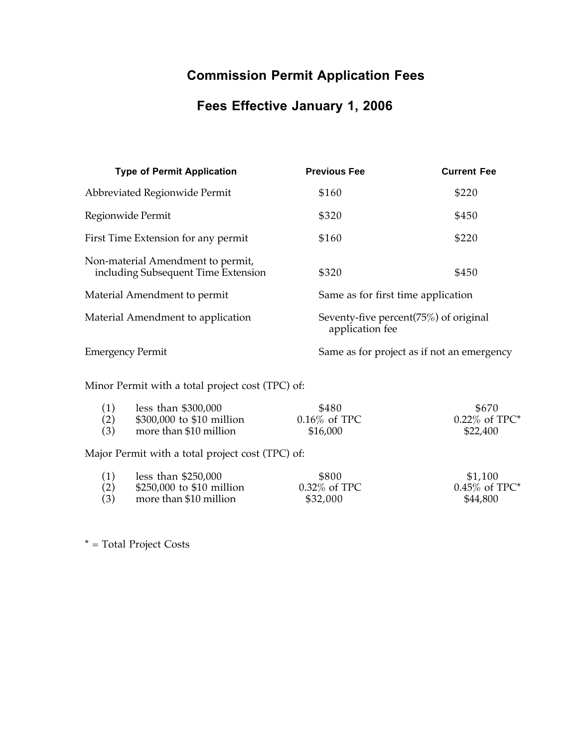# Commission Permit Application Fees

## Fees Effective January 1, 2006

| Type of Permit Application | Previous Fee | Current Fee |
|---|---|---|
| Abbreviated Regionwide Permit | $160 | $220 |
| Regionwide Permit | $320 | $450 |
| First Time Extension for any permit | $160 | $220 |
| Non-material Amendment to permit, including Subsequent Time Extension | $320 | $450 |
| Material Amendment to permit | Same as for first time application | |
| Material Amendment to application | Seventy-five percent(75%) of original application fee | |
| Emergency Permit | Same as for project as if not an emergency | |
| **Minor Permit with a total project cost (TPC) of:** | | |
| (1) less than $300,000 | $480 | $670 |
| (2) $300,000 to $10 million | 0.16% of TPC | 0.22% of TPC* |
| (3) more than $10 million | $16,000 | $22,400 |
| **Major Permit with a total project cost (TPC) of:** | | |
| (1) less than $250,000 | $800 | $1,100 |
| (2) $250,000 to $10 million | 0.32% of TPC | 0.45% of TPC* |
| (3) more than $10 million | $32,000 | $44,800 |

* = Total Project Costs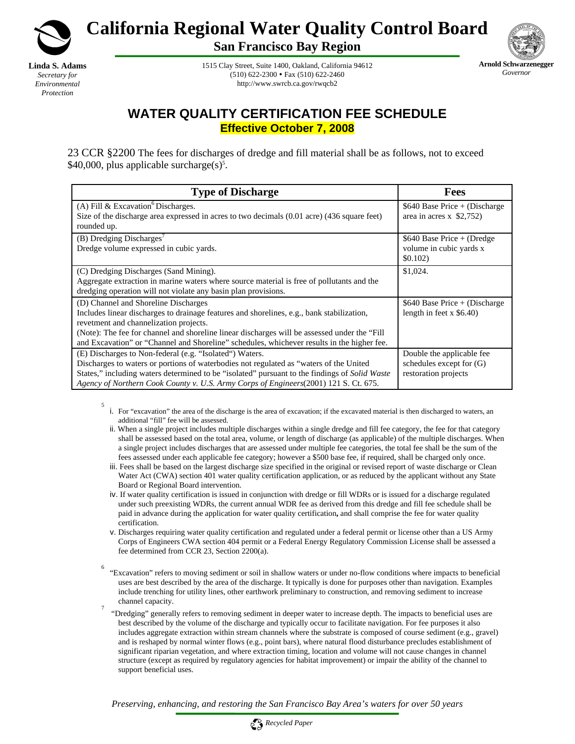# California Regional Water Quality Control Board

## San Francisco Bay Region

**Linda S. Adams**
*Secretary for Environmental Protection*

1515 Clay Street, Suite 1400, Oakland, California 94612
(510) 622-2300 • Fax (510) 622-2460
http://www.swrcb.ca.gov/rwqcb2

**Arnold Schwarzenegger**
*Governor*

## WATER QUALITY CERTIFICATION FEE SCHEDULE

**Effective October 7, 2008**

23 CCR §2200 The fees for discharges of dredge and fill material shall be as follows, not to exceed $40,000, plus applicable surcharge(s)[5].

| Type of Discharge | Fees |
|---|---|
| (A) Fill & Excavation[6] Discharges.<br>Size of the discharge area expressed in acres to two decimals (0.01 acre) (436 square feet) rounded up. | $640 Base Price + (Discharge area in acres x $2,752) |
| (B) Dredging Discharges[7]<br>Dredge volume expressed in cubic yards. | $640 Base Price + (Dredge volume in cubic yards x $0.102) |
| (C) Dredging Discharges (Sand Mining).<br>Aggregate extraction in marine waters where source material is free of pollutants and the dredging operation will not violate any basin plan provisions. | $1,024. |
| (D) Channel and Shoreline Discharges<br>Includes linear discharges to drainage features and shorelines, e.g., bank stabilization, revetment and channelization projects.<br>(Note): The fee for channel and shoreline linear discharges will be assessed under the "Fill and Excavation" or "Channel and Shoreline" schedules, whichever results in the higher fee. | $640 Base Price + (Discharge length in feet x $6.40) |
| (E) Discharges to Non-federal (e.g. "Isolated") Waters.<br>Discharges to waters or portions of waterbodies not regulated as "waters of the United States," including waters determined to be "isolated" pursuant to the findings of *Solid Waste Agency of Northern Cook County v. U.S. Army Corps of Engineers*(2001) 121 S. Ct. 675. | Double the applicable fee schedules except for (G) restoration projects |

[5]

i. For "excavation" the area of the discharge is the area of excavation; if the excavated material is then discharged to waters, an additional "fill" fee will be assessed.

ii. When a single project includes multiple discharges within a single dredge and fill fee category, the fee for that category shall be assessed based on the total area, volume, or length of discharge (as applicable) of the multiple discharges. When a single project includes discharges that are assessed under multiple fee categories, the total fee shall be the sum of the fees assessed under each applicable fee category; however a $500 base fee, if required, shall be charged only once.

iii. Fees shall be based on the largest discharge size specified in the original or revised report of waste discharge or Clean Water Act (CWA) section 401 water quality certification application, or as reduced by the applicant without any State Board or Regional Board intervention.

iv. If water quality certification is issued in conjunction with dredge or fill WDRs or is issued for a discharge regulated under such preexisting WDRs, the current annual WDR fee as derived from this dredge and fill fee schedule shall be paid in advance during the application for water quality certification**,** and shall comprise the fee for water quality certification.

v. Discharges requiring water quality certification and regulated under a federal permit or license other than a US Army Corps of Engineers CWA section 404 permit or a Federal Energy Regulatory Commission License shall be assessed a fee determined from CCR 23, Section 2200(a).

[6] "Excavation" refers to moving sediment or soil in shallow waters or under no-flow conditions where impacts to beneficial uses are best described by the area of the discharge. It typically is done for purposes other than navigation. Examples include trenching for utility lines, other earthwork preliminary to construction, and removing sediment to increase channel capacity.

[7] "Dredging" generally refers to removing sediment in deeper water to increase depth. The impacts to beneficial uses are best described by the volume of the discharge and typically occur to facilitate navigation. For fee purposes it also includes aggregate extraction within stream channels where the substrate is composed of course sediment (e.g., gravel) and is reshaped by normal winter flows (e.g., point bars), where natural flood disturbance precludes establishment of significant riparian vegetation, and where extraction timing, location and volume will not cause changes in channel structure (except as required by regulatory agencies for habitat improvement) or impair the ability of the channel to support beneficial uses.

*Preserving, enhancing, and restoring the San Francisco Bay Area's waters for over 50 years*

*Recycled Paper*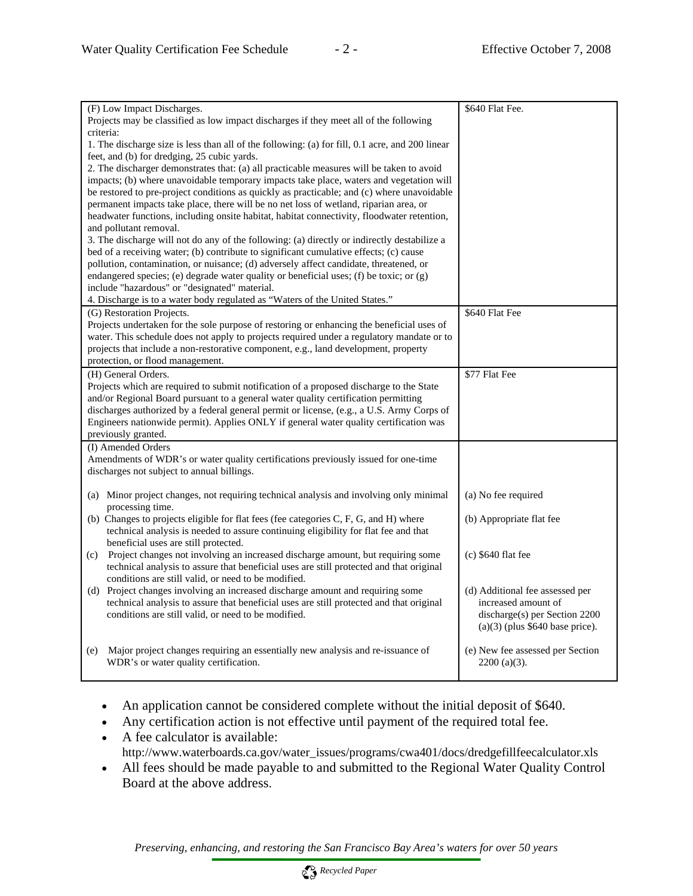| | |
|---|---|
| (F) Low Impact Discharges.<br>Projects may be classified as low impact discharges if they meet all of the following criteria:<br>1. The discharge size is less than all of the following: (a) for fill, 0.1 acre, and 200 linear feet, and (b) for dredging, 25 cubic yards.<br>2. The discharger demonstrates that: (a) all practicable measures will be taken to avoid impacts; (b) where unavoidable temporary impacts take place, waters and vegetation will be restored to pre-project conditions as quickly as practicable; and (c) where unavoidable permanent impacts take place, there will be no net loss of wetland, riparian area, or headwater functions, including onsite habitat, habitat connectivity, floodwater retention, and pollutant removal.<br>3. The discharge will not do any of the following: (a) directly or indirectly destabilize a bed of a receiving water; (b) contribute to significant cumulative effects; (c) cause pollution, contamination, or nuisance; (d) adversely affect candidate, threatened, or endangered species; (e) degrade water quality or beneficial uses; (f) be toxic; or (g) include "hazardous" or "designated" material.<br>4. Discharge is to a water body regulated as "Waters of the United States." | $640 Flat Fee. |
| (G) Restoration Projects.<br>Projects undertaken for the sole purpose of restoring or enhancing the beneficial uses of water. This schedule does not apply to projects required under a regulatory mandate or to projects that include a non-restorative component, e.g., land development, property protection, or flood management. | $640 Flat Fee |
| (H) General Orders.<br>Projects which are required to submit notification of a proposed discharge to the State and/or Regional Board pursuant to a general water quality certification permitting discharges authorized by a federal general permit or license, (e.g., a U.S. Army Corps of Engineers nationwide permit). Applies ONLY if general water quality certification was previously granted. | $77 Flat Fee |
| (I) Amended Orders<br>Amendments of WDR's or water quality certifications previously issued for one-time discharges not subject to annual billings.<br><br>(a) Minor project changes, not requiring technical analysis and involving only minimal processing time.<br>(b) Changes to projects eligible for flat fees (fee categories C, F, G, and H) where technical analysis is needed to assure continuing eligibility for flat fee and that beneficial uses are still protected.<br>(c) Project changes not involving an increased discharge amount, but requiring some technical analysis to assure that beneficial uses are still protected and that original conditions are still valid, or need to be modified.<br>(d) Project changes involving an increased discharge amount and requiring some technical analysis to assure that beneficial uses are still protected and that original conditions are still valid, or need to be modified.<br>(e) Major project changes requiring an essentially new analysis and re-issuance of WDR's or water quality certification. | <br><br><br><br>(a) No fee required<br>(b) Appropriate flat fee<br>(c) $640 flat fee<br>(d) Additional fee assessed per increased amount of discharge(s) per Section 2200 (a)(3) (plus $640 base price).<br>(e) New fee assessed per Section 2200 (a)(3). |

- An application cannot be considered complete without the initial deposit of $640.
- Any certification action is not effective until payment of the required total fee.
- A fee calculator is available: http://www.waterboards.ca.gov/water_issues/programs/cwa401/docs/dredgefillfeecalculator.xls
- All fees should be made payable to and submitted to the Regional Water Quality Control Board at the above address.

*Preserving, enhancing, and restoring the San Francisco Bay Area's waters for over 50 years*

*Recycled Paper*